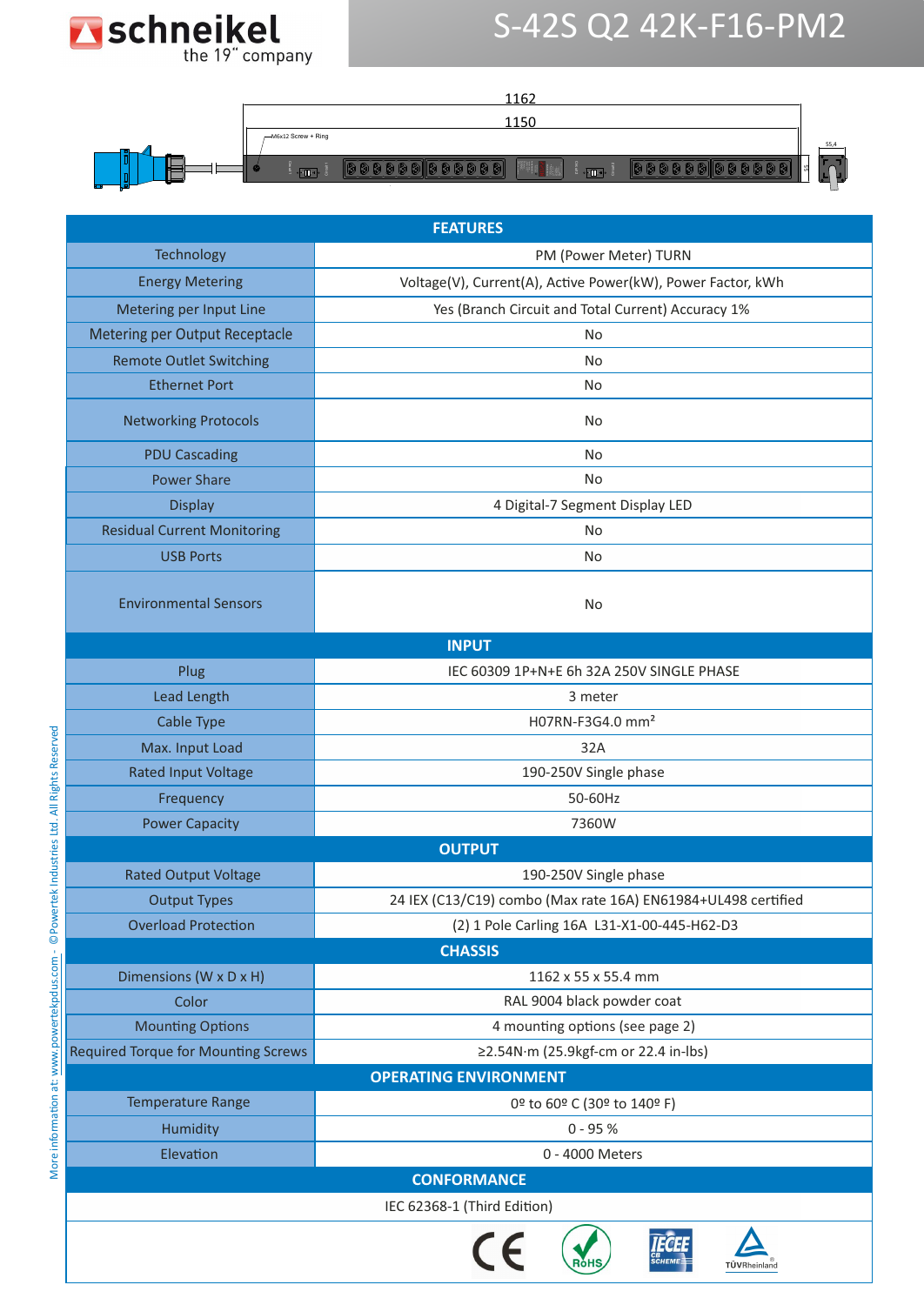# S-42S Q2 42K-F16-PM2

schneikel — the 19" company

| FEATURES | |
|---|---|
| Technology | PM (Power Meter) TURN |
| Energy Metering | Voltage(V), Current(A), Active Power(kW), Power Factor, kWh |
| Metering per Input Line | Yes (Branch Circuit and Total Current) Accuracy 1% |
| Metering per Output Receptacle | No |
| Remote Outlet Switching | No |
| Ethernet Port | No |
| Networking Protocols | No |
| PDU Cascading | No |
| Power Share | No |
| Display | 4 Digital-7 Segment Display LED |
| Residual Current Monitoring | No |
| USB Ports | No |
| Environmental Sensors | No |
| **INPUT** | |
| Plug | IEC 60309 1P+N+E 6h 32A 250V SINGLE PHASE |
| Lead Length | 3 meter |
| Cable Type | H07RN-F3G4.0 mm² |
| Max. Input Load | 32A |
| Rated Input Voltage | 190-250V Single phase |
| Frequency | 50-60Hz |
| Power Capacity | 7360W |
| **OUTPUT** | |
| Rated Output Voltage | 190-250V Single phase |
| Output Types | 24 IEX (C13/C19) combo (Max rate 16A) EN61984+UL498 certified |
| Overload Protection | (2) 1 Pole Carling 16A L31-X1-00-445-H62-D3 |
| **CHASSIS** | |
| Dimensions (W x D x H) | 1162 x 55 x 55.4 mm |
| Color | RAL 9004 black powder coat |
| Mounting Options | 4 mounting options (see page 2) |
| Required Torque for Mounting Screws | ≥2.54N·m (25.9kgf-cm or 22.4 in-lbs) |
| **OPERATING ENVIRONMENT** | |
| Temperature Range | 0º to 60º C (30º to 140º F) |
| Humidity | 0 - 95 % |
| Elevation | 0 - 4000 Meters |
| **CONFORMANCE** | |
| IEC 62368-1 (Third Edition) | |

More information at: www.powertekpdus.com - ©Powertek Industries Ltd. All Rights Reserved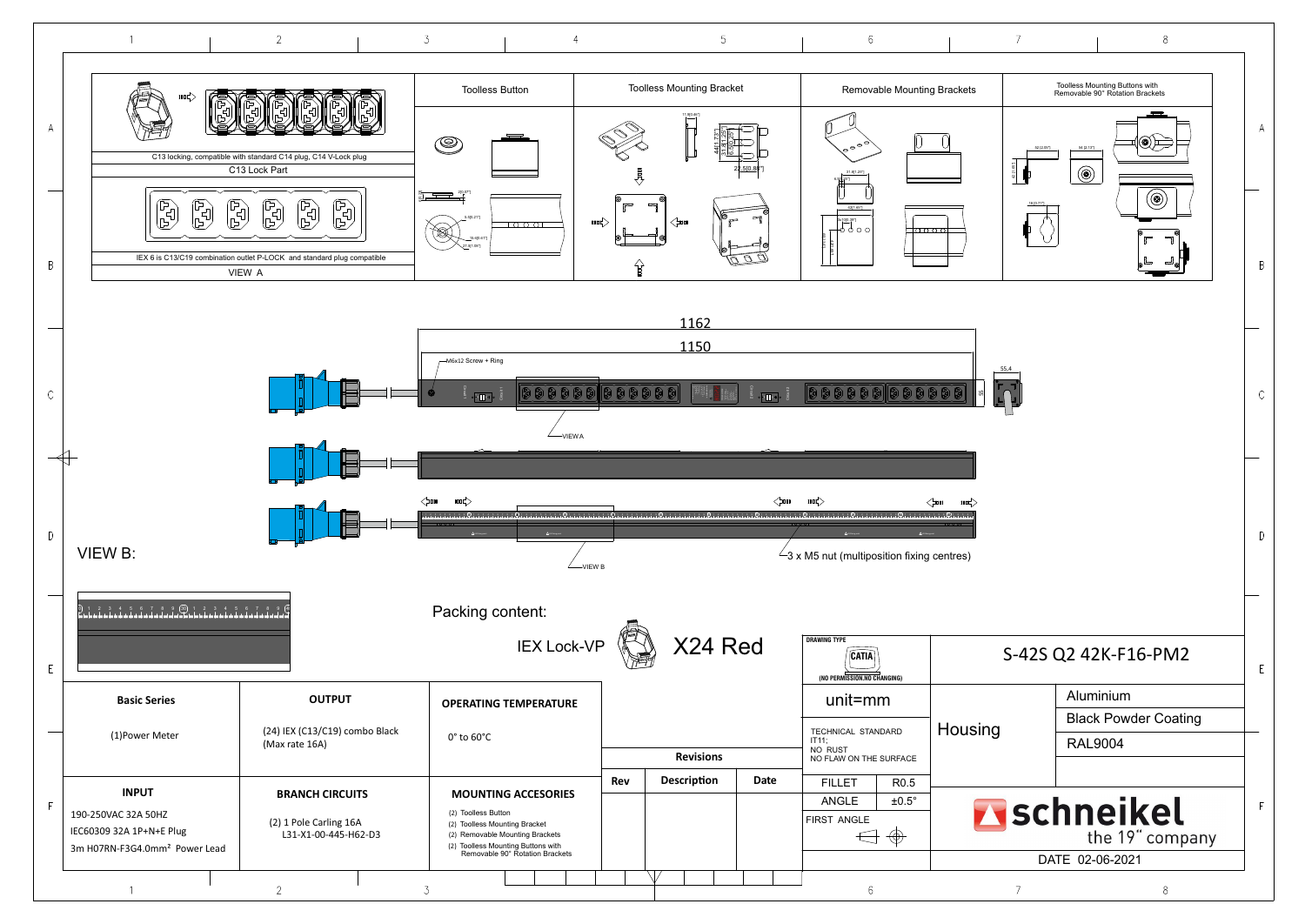| C13 locking, compatible with standard C14 plug, C14 V-Lock plug | Toolless Button | Toolless Mounting Bracket | Removable Mounting Brackets | Toolless Mounting Buttons with Removable 90° Rotation Brackets |
|---|---|---|---|---|
| C13 Lock Part | | | | |
| IEX 6 is C13/C19 combination outlet P-LOCK and standard plug compatible | | | | |
| VIEW A | | | | |

1162

1150

M6x12 Screw + Ring

55,4

VIEW A

3 x M5 nut (multiposition fixing centres)

VIEW B

VIEW B:

Packing content:

IEX Lock-VP X24 Red

| DRAWING TYPE: CATIA (NO PERMISSION,NO CHANGING) | S-42S Q2 42K-F16-PM2 | |
|---|---|---|
| unit=mm | Housing | Aluminium |
| TECHNICAL STANDARD IT11; NO RUST NO FLAW ON THE SURFACE | | Black Powder Coating |
| | | RAL9004 |
| FILLET: R0.5 | schneikel the 19" company | |
| ANGLE: ±0.5° | | |
| FIRST ANGLE | | |
| | DATE 02-06-2021 | |

| Basic Series | OUTPUT | OPERATING TEMPERATURE |
|---|---|---|
| (1)Power Meter | (24) IEX (C13/C19) combo Black (Max rate 16A) | 0° to 60°C |

| INPUT | BRANCH CIRCUITS | MOUNTING ACCESORIES |
|---|---|---|
| 190-250VAC 32A 50HZ<br>IEC60309 32A 1P+N+E Plug<br>3m H07RN-F3G4.0mm² Power Lead | (2) 1 Pole Carling 16A<br>L31-X1-00-445-H62-D3 | (2) Toolless Button<br>(2) Toolless Mounting Bracket<br>(2) Removable Mounting Brackets<br>(2) Toolless Mounting Buttons with Removable 90° Rotation Brackets |

| Revisions | | |
|---|---|---|
| Rev | Description | Date |
| | | |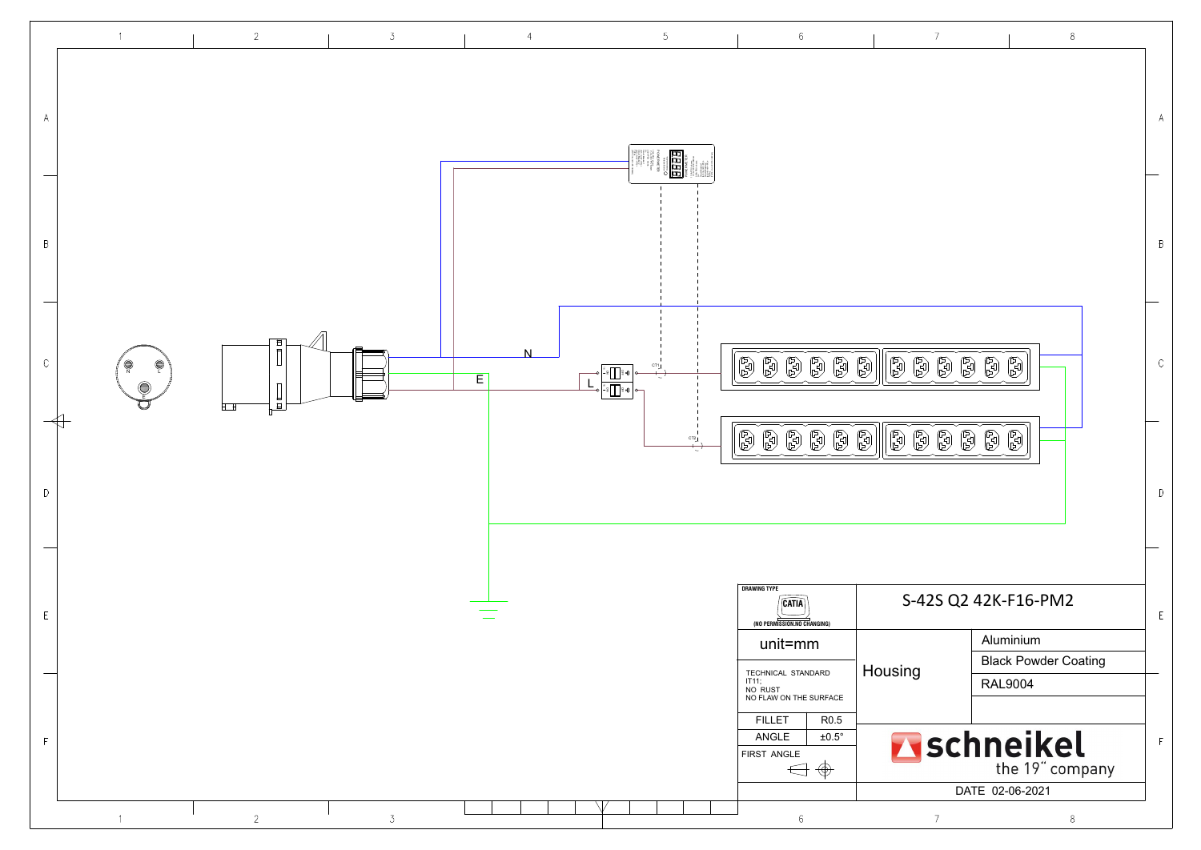N

E

L

CT1

CT2

DRAWING TYPE

CATIA

(NO PERMISSION,NO CHANGING)

# S-42S Q2 42K-F16-PM2

| | | | |
|---|---|---|---|
| unit=mm | | Housing | Aluminium |
| | | | Black Powder Coating |
| TECHNICAL STANDARD IT11; NO RUST NO FLAW ON THE SURFACE | | | RAL9004 |
| FILLET | R0.5 | | |
| ANGLE | ±0.5° | schneikel the 19" company | |
| FIRST ANGLE | | | |
| | | DATE 02-06-2021 | |